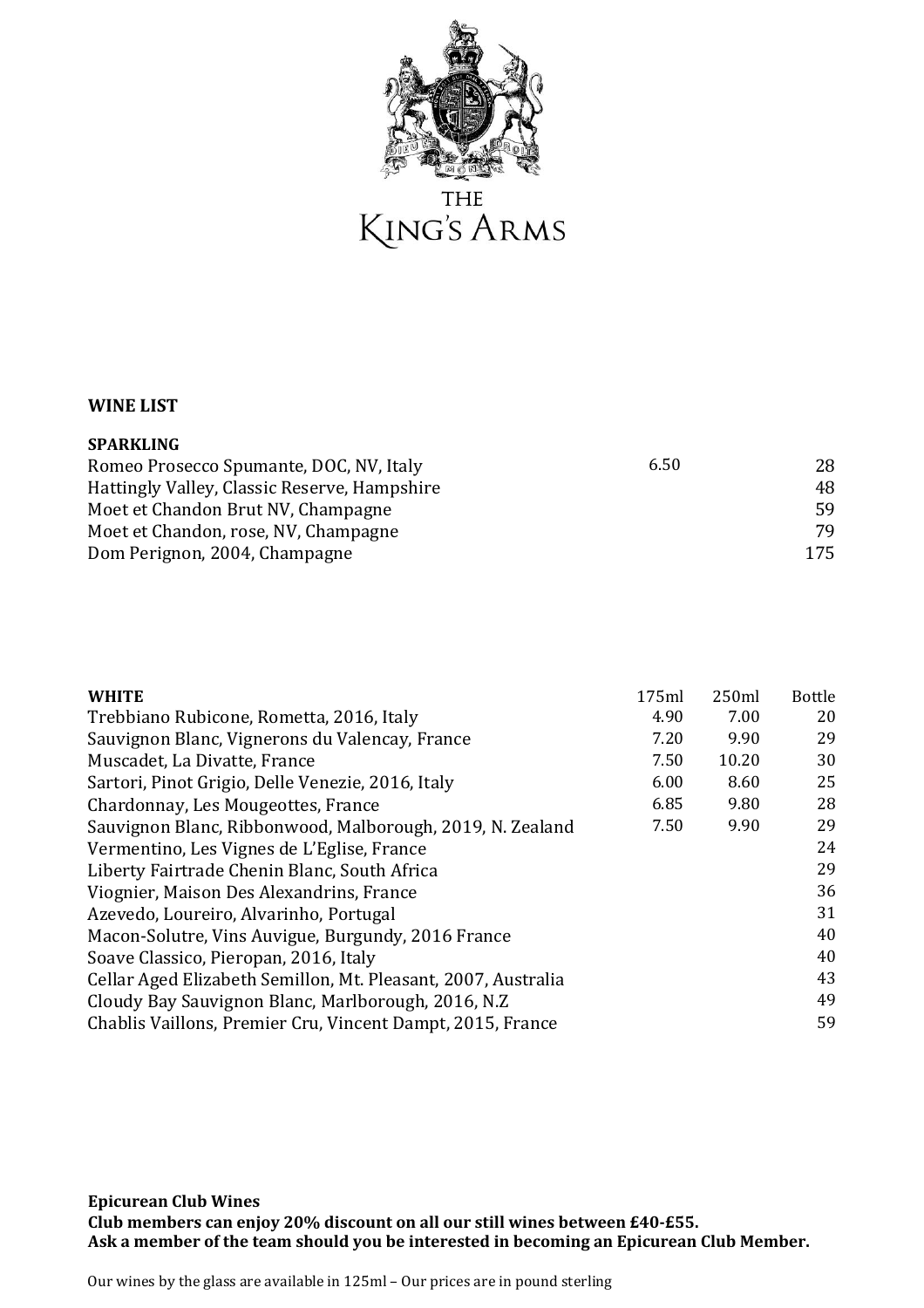THE
KING'S ARMS

**WINE LIST**

| **SPARKLING** | | | |
|---|---|---|---|
| Romeo Prosecco Spumante, DOC, NV, Italy | 6.50 | | 28 |
| Hattingly Valley, Classic Reserve, Hampshire | | | 48 |
| Moet et Chandon Brut NV, Champagne | | | 59 |
| Moet et Chandon, rose, NV, Champagne | | | 79 |
| Dom Perignon, 2004, Champagne | | | 175 |

| **WHITE** | 175ml | 250ml | Bottle |
|---|---|---|---|
| Trebbiano Rubicone, Rometta, 2016, Italy | 4.90 | 7.00 | 20 |
| Sauvignon Blanc, Vignerons du Valencay, France | 7.20 | 9.90 | 29 |
| Muscadet, La Divatte, France | 7.50 | 10.20 | 30 |
| Sartori, Pinot Grigio, Delle Venezie, 2016, Italy | 6.00 | 8.60 | 25 |
| Chardonnay, Les Mougeottes, France | 6.85 | 9.80 | 28 |
| Sauvignon Blanc, Ribbonwood, Malborough, 2019, N. Zealand | 7.50 | 9.90 | 29 |
| Vermentino, Les Vignes de L'Eglise, France | | | 24 |
| Liberty Fairtrade Chenin Blanc, South Africa | | | 29 |
| Viognier, Maison Des Alexandrins, France | | | 36 |
| Azevedo, Loureiro, Alvarinho, Portugal | | | 31 |
| Macon-Solutre, Vins Auvigue, Burgundy, 2016 France | | | 40 |
| Soave Classico, Pieropan, 2016, Italy | | | 40 |
| Cellar Aged Elizabeth Semillon, Mt. Pleasant, 2007, Australia | | | 43 |
| Cloudy Bay Sauvignon Blanc, Marlborough, 2016, N.Z | | | 49 |
| Chablis Vaillons, Premier Cru, Vincent Dampt, 2015, France | | | 59 |

**Epicurean Club Wines**
**Club members can enjoy 20% discount on all our still wines between £40-£55.**
**Ask a member of the team should you be interested in becoming an Epicurean Club Member.**

Our wines by the glass are available in 125ml – Our prices are in pound sterling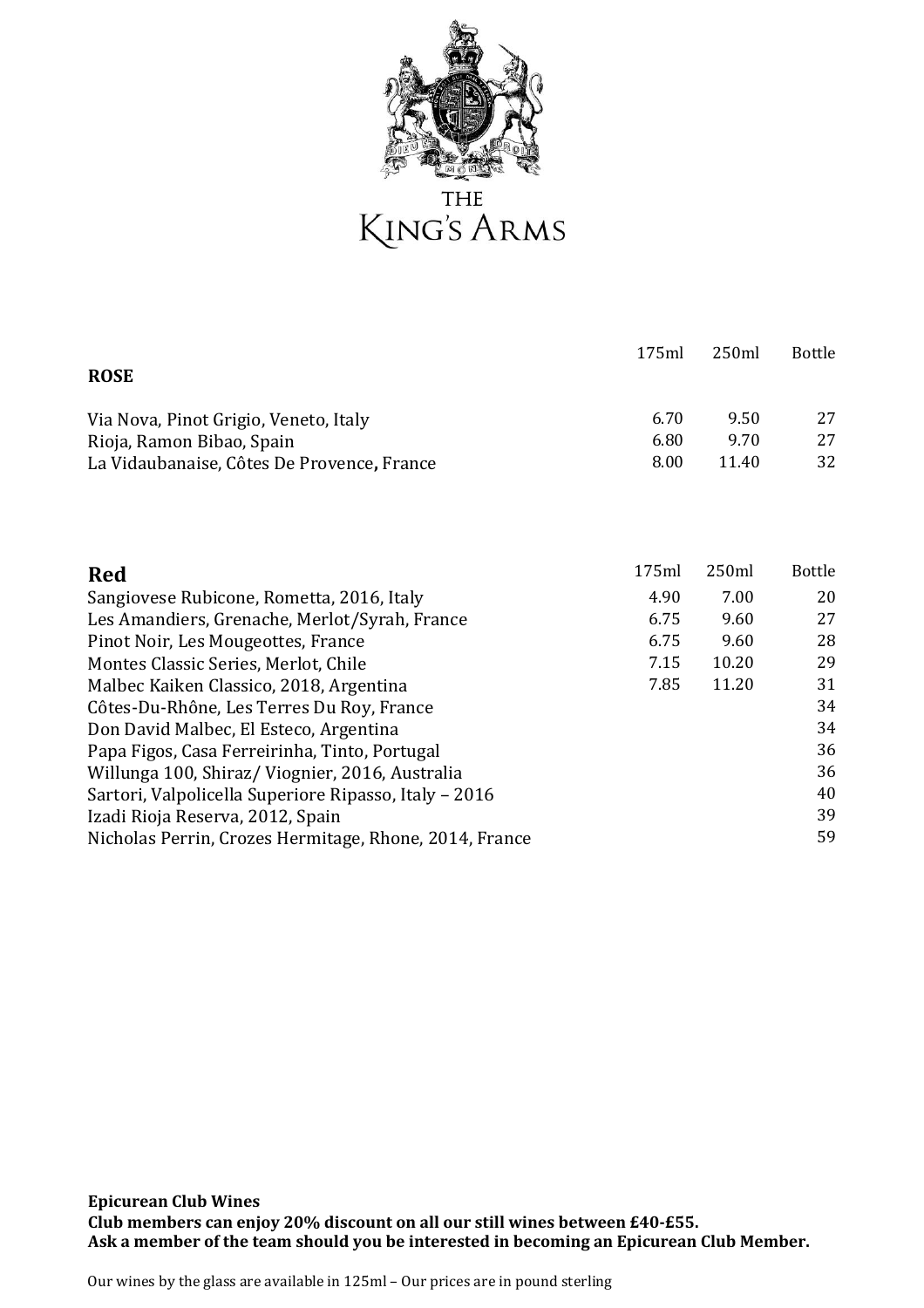# THE KING'S ARMS

| ROSE | 175ml | 250ml | Bottle |
| --- | --- | --- | --- |
| Via Nova, Pinot Grigio, Veneto, Italy | 6.70 | 9.50 | 27 |
| Rioja, Ramon Bibao, Spain | 6.80 | 9.70 | 27 |
| La Vidaubanaise, Côtes De Provence, France | 8.00 | 11.40 | 32 |

| Red | 175ml | 250ml | Bottle |
| --- | --- | --- | --- |
| Sangiovese Rubicone, Rometta, 2016, Italy | 4.90 | 7.00 | 20 |
| Les Amandiers, Grenache, Merlot/Syrah, France | 6.75 | 9.60 | 27 |
| Pinot Noir, Les Mougeottes, France | 6.75 | 9.60 | 28 |
| Montes Classic Series, Merlot, Chile | 7.15 | 10.20 | 29 |
| Malbec Kaiken Classico, 2018, Argentina | 7.85 | 11.20 | 31 |
| Côtes-Du-Rhône, Les Terres Du Roy, France | | | 34 |
| Don David Malbec, El Esteco, Argentina | | | 34 |
| Papa Figos, Casa Ferreirinha, Tinto, Portugal | | | 36 |
| Willunga 100, Shiraz/ Viognier, 2016, Australia | | | 36 |
| Sartori, Valpolicella Superiore Ripasso, Italy – 2016 | | | 40 |
| Izadi Rioja Reserva, 2012, Spain | | | 39 |
| Nicholas Perrin, Crozes Hermitage, Rhone, 2014, France | | | 59 |

**Epicurean Club Wines**
**Club members can enjoy 20% discount on all our still wines between £40-£55.**
**Ask a member of the team should you be interested in becoming an Epicurean Club Member.**

Our wines by the glass are available in 125ml – Our prices are in pound sterling